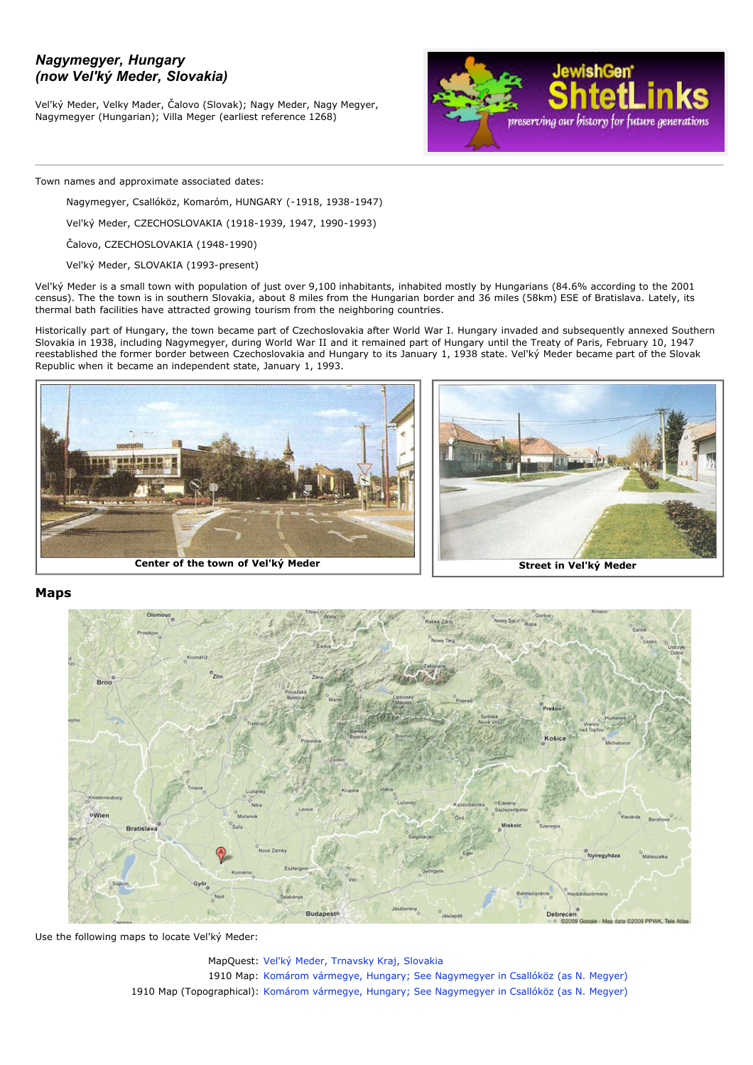# *Nagymegyer, Hungary (now Vel'ký Meder, Slovakia)*

Vel'ký Meder, Velky Mader, Čalovo (Slovak); Nagy Meder, Nagy Megyer, Nagymegyer (Hungarian); Villa Meger (earliest reference 1268)

---

Town names and approximate associated dates:

> Nagymegyer, Csallóköz, Komaróm, HUNGARY (-1918, 1938-1947)
>
> Vel'ký Meder, CZECHOSLOVAKIA (1918-1939, 1947, 1990-1993)
>
> Čalovo, CZECHOSLOVAKIA (1948-1990)
>
> Vel'ký Meder, SLOVAKIA (1993-present)

Vel'ký Meder is a small town with population of just over 9,100 inhabitants, inhabited mostly by Hungarians (84.6% according to the 2001 census). The the town is in southern Slovakia, about 8 miles from the Hungarian border and 36 miles (58km) ESE of Bratislava. Lately, its thermal bath facilities have attracted growing tourism from the neighboring countries.

Historically part of Hungary, the town became part of Czechoslovakia after World War I. Hungary invaded and subsequently annexed Southern Slovakia in 1938, including Nagymegyer, during World War II and it remained part of Hungary until the Treaty of Paris, February 10, 1947 reestablished the former border between Czechoslovakia and Hungary to its January 1, 1938 state. Vel'ký Meder became part of the Slovak Republic when it became an independent state, January 1, 1993.

**Center of the town of Vel'ký Meder**

**Street in Vel'ký Meder**

## Maps

Use the following maps to locate Vel'ký Meder:

MapQuest: Vel'ký Meder, Trnavsky Kraj, Slovakia

1910 Map: Komárom vármegye, Hungary; See Nagymegyer in Csallóköz (as N. Megyer)

1910 Map (Topographical): Komárom vármegye, Hungary; See Nagymegyer in Csallóköz (as N. Megyer)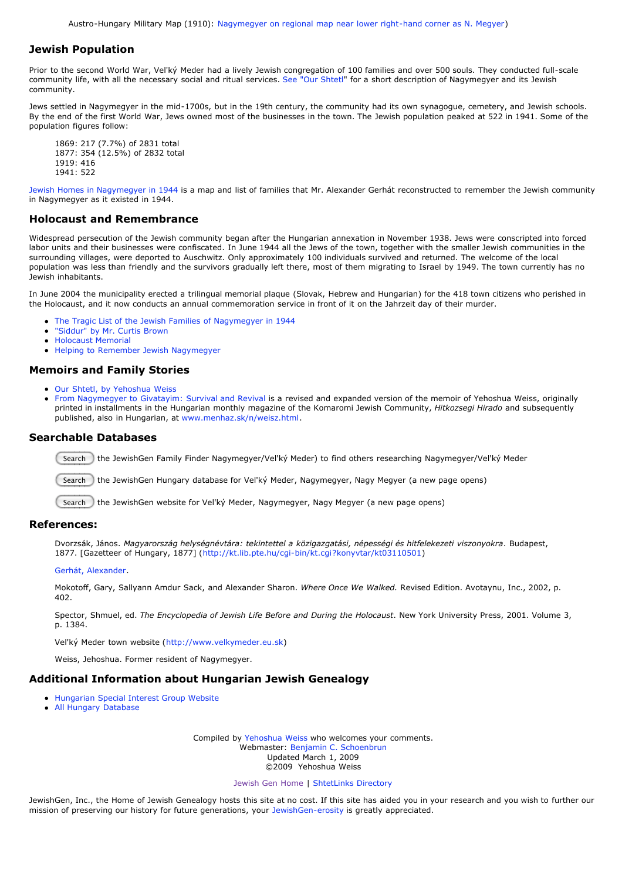Austro-Hungary Military Map (1910): Nagymegyer on regional map near lower right-hand corner as N. Megyer)

## Jewish Population

Prior to the second World War, Vel'ký Meder had a lively Jewish congregation of 100 families and over 500 souls. They conducted full-scale community life, with all the necessary social and ritual services. See "Our Shtetl" for a short description of Nagymegyer and its Jewish community.

Jews settled in Nagymegyer in the mid-1700s, but in the 19th century, the community had its own synagogue, cemetery, and Jewish schools. By the end of the first World War, Jews owned most of the businesses in the town. The Jewish population peaked at 522 in 1941. Some of the population figures follow:

1869: 217 (7.7%) of 2831 total
1877: 354 (12.5%) of 2832 total
1919: 416
1941: 522

Jewish Homes in Nagymegyer in 1944 is a map and list of families that Mr. Alexander Gerhát reconstructed to remember the Jewish community in Nagymegyer as it existed in 1944.

## Holocaust and Remembrance

Widespread persecution of the Jewish community began after the Hungarian annexation in November 1938. Jews were conscripted into forced labor units and their businesses were confiscated. In June 1944 all the Jews of the town, together with the smaller Jewish communities in the surrounding villages, were deported to Auschwitz. Only approximately 100 individuals survived and returned. The welcome of the local population was less than friendly and the survivors gradually left there, most of them migrating to Israel by 1949. The town currently has no Jewish inhabitants.

In June 2004 the municipality erected a trilingual memorial plaque (Slovak, Hebrew and Hungarian) for the 418 town citizens who perished in the Holocaust, and it now conducts an annual commemoration service in front of it on the Jahrzeit day of their murder.

- The Tragic List of the Jewish Families of Nagymegyer in 1944
- "Siddur" by Mr. Curtis Brown
- Holocaust Memorial
- Helping to Remember Jewish Nagymegyer

## Memoirs and Family Stories

- Our Shtetl, by Yehoshua Weiss
- From Nagymegyer to Givatayim: Survival and Revival is a revised and expanded version of the memoir of Yehoshua Weiss, originally printed in installments in the Hungarian monthly magazine of the Komaromi Jewish Community, *Hitkozsegi Hirado* and subsequently published, also in Hungarian, at www.menhaz.sk/n/weisz.html.

## Searchable Databases

Search the JewishGen Family Finder Nagymegyer/Vel'ký Meder) to find others researching Nagymegyer/Vel'ký Meder

Search the JewishGen Hungary database for Vel'ký Meder, Nagymegyer, Nagy Megyer (a new page opens)

Search the JewishGen website for Vel'ký Meder, Nagymegyer, Nagy Megyer (a new page opens)

## References:

Dvorzsák, János. *Magyarország helységnévtára: tekintettel a közigazgatási, népességi és hitfelekezeti viszonyokra*. Budapest, 1877. [Gazetteer of Hungary, 1877] (http://kt.lib.pte.hu/cgi-bin/kt.cgi?konyvtar/kt03110501)

Gerhát, Alexander.

Mokotoff, Gary, Sallyann Amdur Sack, and Alexander Sharon. *Where Once We Walked.* Revised Edition. Avotaynu, Inc., 2002, p. 402.

Spector, Shmuel, ed. *The Encyclopedia of Jewish Life Before and During the Holocaust*. New York University Press, 2001. Volume 3, p. 1384.

Vel'ký Meder town website (http://www.velkymeder.eu.sk)

Weiss, Jehoshua. Former resident of Nagymegyer.

## Additional Information about Hungarian Jewish Genealogy

- Hungarian Special Interest Group Website
- All Hungary Database

Compiled by Yehoshua Weiss who welcomes your comments.
Webmaster: Benjamin C. Schoenbrun
Updated March 1, 2009
©2009 Yehoshua Weiss

Jewish Gen Home | ShtetLinks Directory

JewishGen, Inc., the Home of Jewish Genealogy hosts this site at no cost. If this site has aided you in your research and you wish to further our mission of preserving our history for future generations, your JewishGen-erosity is greatly appreciated.